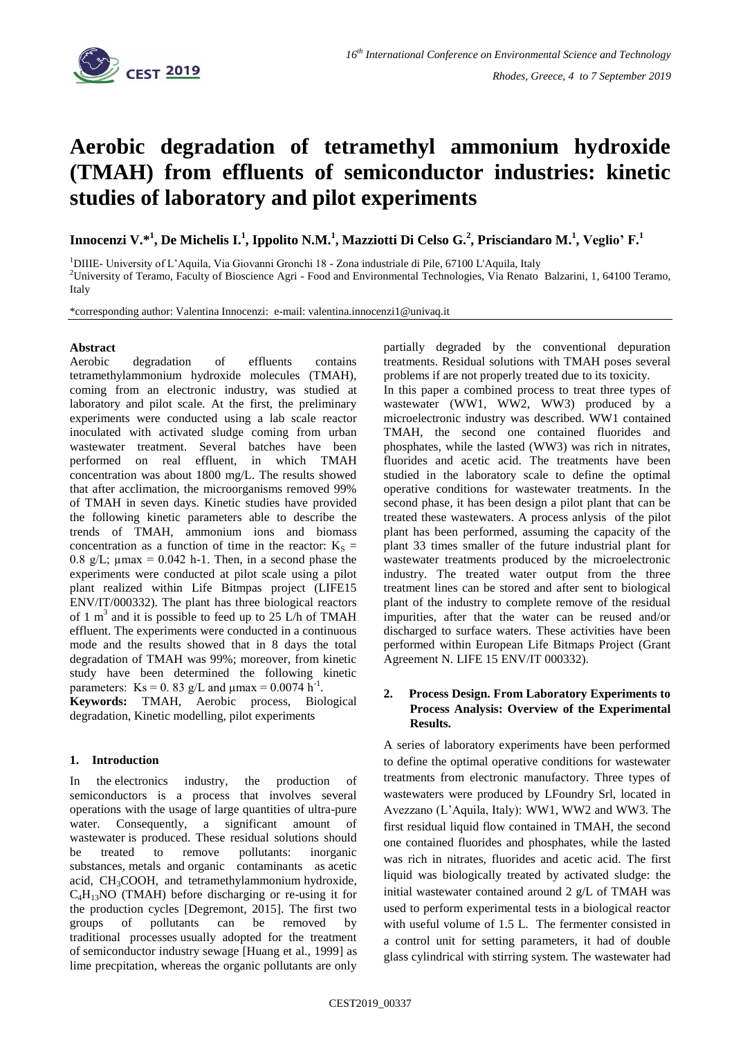# Aerobic degradation of tetramethyl ammonium hydroxide (TMAH) from effluents of semiconductor industries: kinetic studies of laboratory and pilot experiments

**Innocenzi V.*[1], De Michelis I.[1], Ippolito N.M.[1], Mazziotti Di Celso G.[2], Prisciandaro M.[1], Veglio' F.[1]**

[1]DIIIE- University of L'Aquila, Via Giovanni Gronchi 18 - Zona industriale di Pile, 67100 L'Aquila, Italy

[2]University of Teramo, Faculty of Bioscience Agri - Food and Environmental Technologies, Via Renato Balzarini, 1, 64100 Teramo, Italy

*corresponding author: Valentina Innocenzi: e-mail: valentina.innocenzi1@univaq.it

## Abstract

Aerobic degradation of effluents contains tetramethylammonium hydroxide molecules (TMAH), coming from an electronic industry, was studied at laboratory and pilot scale. At the first, the preliminary experiments were conducted using a lab scale reactor inoculated with activated sludge coming from urban wastewater treatment. Several batches have been performed on real effluent, in which TMAH concentration was about 1800 mg/L. The results showed that after acclimation, the microorganisms removed 99% of TMAH in seven days. Kinetic studies have provided the following kinetic parameters able to describe the trends of TMAH, ammonium ions and biomass concentration as a function of time in the reactor: $K_S$ = 0.8 g/L; $\mu$max = 0.042 h-1. Then, in a second phase the experiments were conducted at pilot scale using a pilot plant realized within Life Bitmpas project (LIFE15 ENV/IT/000332). The plant has three biological reactors of 1 $m^3$ and it is possible to feed up to 25 L/h of TMAH effluent. The experiments were conducted in a continuous mode and the results showed that in 8 days the total degradation of TMAH was 99%; moreover, from kinetic study have been determined the following kinetic parameters: Ks = 0. 83 g/L and $\mu$max = 0.0074 $h^{-1}$.

**Keywords:** TMAH, Aerobic process, Biological degradation, Kinetic modelling, pilot experiments

## 1. Introduction

In the electronics industry, the production of semiconductors is a process that involves several operations with the usage of large quantities of ultra-pure water. Consequently, a significant amount of wastewater is produced. These residual solutions should be treated to remove pollutants: inorganic substances, metals and organic contaminants as acetic acid, $CH_3COOH$, and tetramethylammonium hydroxide, $C_4H_{13}NO$ (TMAH) before discharging or re-using it for the production cycles [Degremont, 2015]. The first two groups of pollutants can be removed by traditional processes usually adopted for the treatment of semiconductor industry sewage [Huang et al., 1999] as lime precpitation, whereas the organic pollutants are only partially degraded by the conventional depuration treatments. Residual solutions with TMAH poses several problems if are not properly treated due to its toxicity.

In this paper a combined process to treat three types of wastewater (WW1, WW2, WW3) produced by a microelectronic industry was described. WW1 contained TMAH, the second one contained fluorides and phosphates, while the lasted (WW3) was rich in nitrates, fluorides and acetic acid. The treatments have been studied in the laboratory scale to define the optimal operative conditions for wastewater treatments. In the second phase, it has been design a pilot plant that can be treated these wastewaters. A process anlysis of the pilot plant has been performed, assuming the capacity of the plant 33 times smaller of the future industrial plant for wastewater treatments produced by the microelectronic industry. The treated water output from the three treatment lines can be stored and after sent to biological plant of the industry to complete remove of the residual impurities, after that the water can be reused and/or discharged to surface waters. These activities have been performed within European Life Bitmaps Project (Grant Agreement N. LIFE 15 ENV/IT 000332).

## 2. Process Design. From Laboratory Experiments to Process Analysis: Overview of the Experimental Results.

A series of laboratory experiments have been performed to define the optimal operative conditions for wastewater treatments from electronic manufactory. Three types of wastewaters were produced by LFoundry Srl, located in Avezzano (L'Aquila, Italy): WW1, WW2 and WW3. The first residual liquid flow contained in TMAH, the second one contained fluorides and phosphates, while the lasted was rich in nitrates, fluorides and acetic acid. The first liquid was biologically treated by activated sludge: the initial wastewater contained around 2 g/L of TMAH was used to perform experimental tests in a biological reactor with useful volume of 1.5 L. The fermenter consisted in a control unit for setting parameters, it had of double glass cylindrical with stirring system. The wastewater had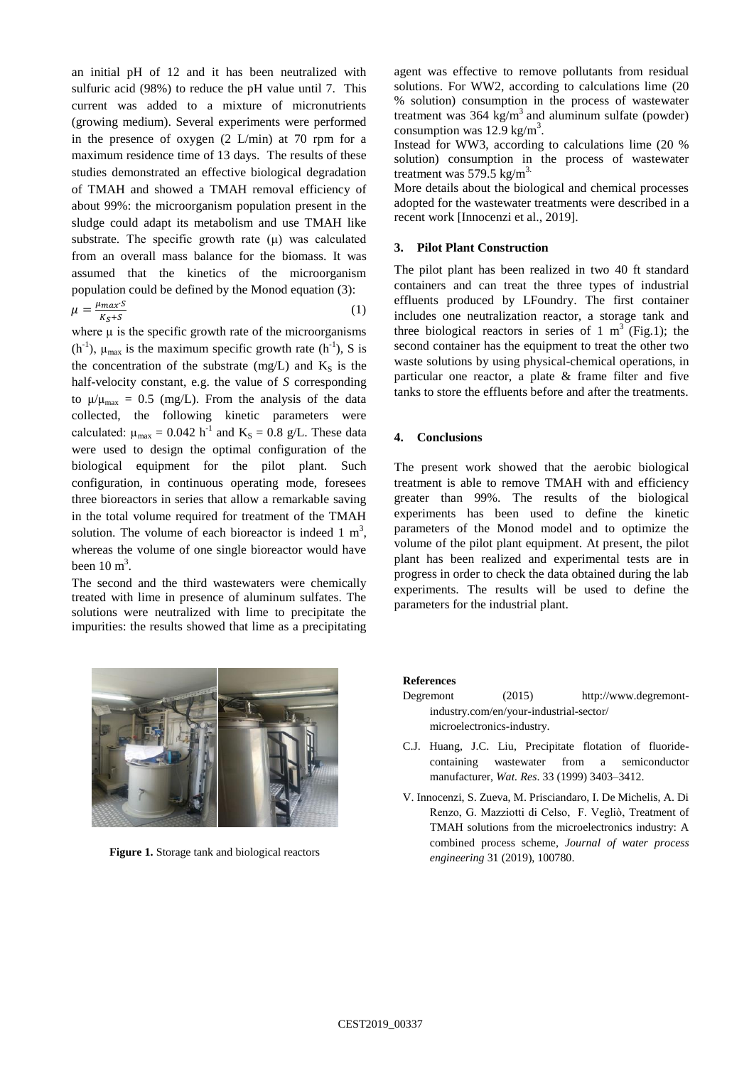an initial pH of 12 and it has been neutralized with sulfuric acid (98%) to reduce the pH value until 7. This current was added to a mixture of micronutrients (growing medium). Several experiments were performed in the presence of oxygen (2 L/min) at 70 rpm for a maximum residence time of 13 days. The results of these studies demonstrated an effective biological degradation of TMAH and showed a TMAH removal efficiency of about 99%: the microorganism population present in the sludge could adapt its metabolism and use TMAH like substrate. The specific growth rate ($\mu$) was calculated from an overall mass balance for the biomass. It was assumed that the kinetics of the microorganism population could be defined by the Monod equation (3):

$$\mu = \frac{\mu_{max} \cdot S}{K_S + S} \quad (1)$$

where $\mu$ is the specific growth rate of the microorganisms ($h^{-1}$), $\mu_{max}$ is the maximum specific growth rate ($h^{-1}$), S is the concentration of the substrate (mg/L) and $K_S$ is the half-velocity constant, e.g. the value of *S* corresponding to $\mu/\mu_{max} = 0.5$ (mg/L). From the analysis of the data collected, the following kinetic parameters were calculated: $\mu_{max} = 0.042\ h^{-1}$ and $K_S = 0.8$ g/L. These data were used to design the optimal configuration of the biological equipment for the pilot plant. Such configuration, in continuous operating mode, foresees three bioreactors in series that allow a remarkable saving in the total volume required for treatment of the TMAH solution. The volume of each bioreactor is indeed 1 $m^3$, whereas the volume of one single bioreactor would have been 10 $m^3$.

The second and the third wastewaters were chemically treated with lime in presence of aluminum sulfates. The solutions were neutralized with lime to precipitate the impurities: the results showed that lime as a precipitating agent was effective to remove pollutants from residual solutions. For WW2, according to calculations lime (20 % solution) consumption in the process of wastewater treatment was 364 kg/$m^3$ and aluminum sulfate (powder) consumption was 12.9 kg/$m^3$.

Instead for WW3, according to calculations lime (20 % solution) consumption in the process of wastewater treatment was 579.5 kg/$m^3$.

More details about the biological and chemical processes adopted for the wastewater treatments were described in a recent work [Innocenzi et al., 2019].

## 3. Pilot Plant Construction

The pilot plant has been realized in two 40 ft standard containers and can treat the three types of industrial effluents produced by LFoundry. The first container includes one neutralization reactor, a storage tank and three biological reactors in series of 1 $m^3$ (Fig.1); the second container has the equipment to treat the other two waste solutions by using physical-chemical operations, in particular one reactor, a plate & frame filter and five tanks to store the effluents before and after the treatments.

**Figure 1.** Storage tank and biological reactors

## 4. Conclusions

The present work showed that the aerobic biological treatment is able to remove TMAH with and efficiency greater than 99%. The results of the biological experiments has been used to define the kinetic parameters of the Monod model and to optimize the volume of the pilot plant equipment. At present, the pilot plant has been realized and experimental tests are in progress in order to check the data obtained during the lab experiments. The results will be used to define the parameters for the industrial plant.

**References**

Degremont (2015) http://www.degremont-industry.com/en/your-industrial-sector/microelectronics-industry.

C.J. Huang, J.C. Liu, Precipitate flotation of fluoride-containing wastewater from a semiconductor manufacturer, *Wat. Res*. 33 (1999) 3403–3412.

V. Innocenzi, S. Zueva, M. Prisciandaro, I. De Michelis, A. Di Renzo, G. Mazziotti di Celso, F. Vegliò, Treatment of TMAH solutions from the microelectronics industry: A combined process scheme, *Journal of water process engineering* 31 (2019), 100780.